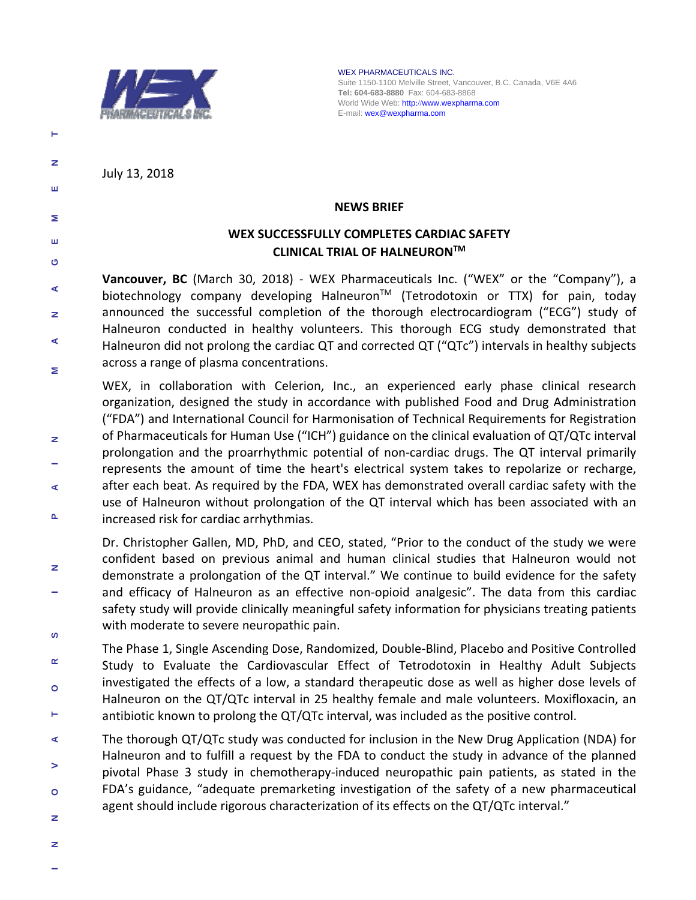WEX PHARMACEUTICALS INC.
Suite 1150-1100 Melville Street, Vancouver, B.C. Canada, V6E 4A6
**Tel: 604-683-8880** Fax: 604-683-8868
World Wide Web: http://www.wexpharma.com
E-mail: wex@wexpharma.com

July 13, 2018

**NEWS BRIEF**

## WEX SUCCESSFULLY COMPLETES CARDIAC SAFETY CLINICAL TRIAL OF HALNEURON™

**Vancouver, BC** (March 30, 2018) - WEX Pharmaceuticals Inc. ("WEX" or the "Company"), a biotechnology company developing Halneuron™ (Tetrodotoxin or TTX) for pain, today announced the successful completion of the thorough electrocardiogram ("ECG") study of Halneuron conducted in healthy volunteers. This thorough ECG study demonstrated that Halneuron did not prolong the cardiac QT and corrected QT ("QTc") intervals in healthy subjects across a range of plasma concentrations.

WEX, in collaboration with Celerion, Inc., an experienced early phase clinical research organization, designed the study in accordance with published Food and Drug Administration ("FDA") and International Council for Harmonisation of Technical Requirements for Registration of Pharmaceuticals for Human Use ("ICH") guidance on the clinical evaluation of QT/QTc interval prolongation and the proarrhythmic potential of non-cardiac drugs. The QT interval primarily represents the amount of time the heart's electrical system takes to repolarize or recharge, after each beat. As required by the FDA, WEX has demonstrated overall cardiac safety with the use of Halneuron without prolongation of the QT interval which has been associated with an increased risk for cardiac arrhythmias.

Dr. Christopher Gallen, MD, PhD, and CEO, stated, "Prior to the conduct of the study we were confident based on previous animal and human clinical studies that Halneuron would not demonstrate a prolongation of the QT interval." We continue to build evidence for the safety and efficacy of Halneuron as an effective non-opioid analgesic". The data from this cardiac safety study will provide clinically meaningful safety information for physicians treating patients with moderate to severe neuropathic pain.

The Phase 1, Single Ascending Dose, Randomized, Double-Blind, Placebo and Positive Controlled Study to Evaluate the Cardiovascular Effect of Tetrodotoxin in Healthy Adult Subjects investigated the effects of a low, a standard therapeutic dose as well as higher dose levels of Halneuron on the QT/QTc interval in 25 healthy female and male volunteers. Moxifloxacin, an antibiotic known to prolong the QT/QTc interval, was included as the positive control.

The thorough QT/QTc study was conducted for inclusion in the New Drug Application (NDA) for Halneuron and to fulfill a request by the FDA to conduct the study in advance of the planned pivotal Phase 3 study in chemotherapy-induced neuropathic pain patients, as stated in the FDA's guidance, "adequate premarketing investigation of the safety of a new pharmaceutical agent should include rigorous characterization of its effects on the QT/QTc interval."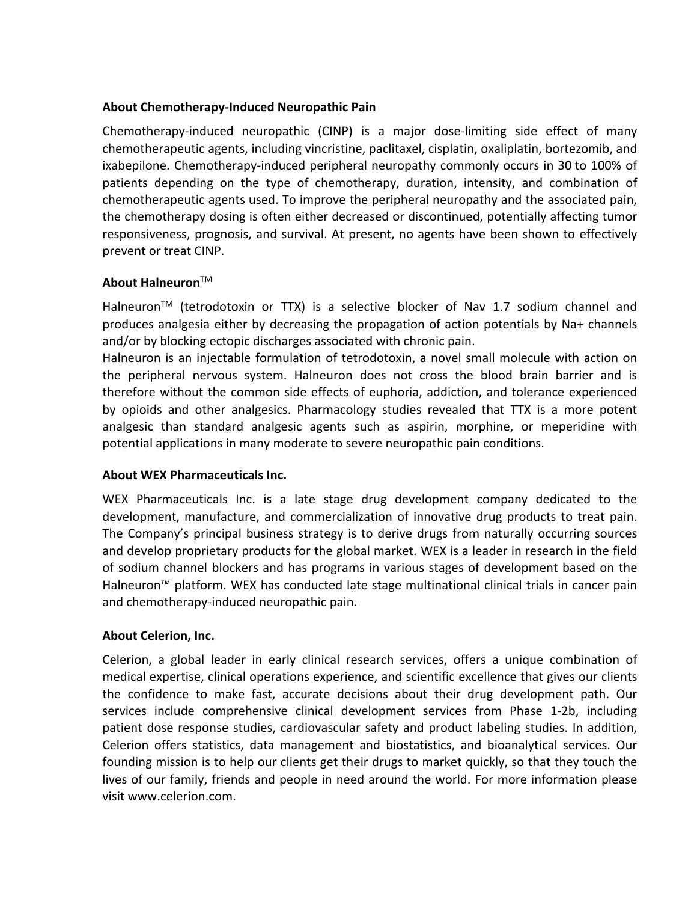**About Chemotherapy-Induced Neuropathic Pain**

Chemotherapy-induced neuropathic (CINP) is a major dose-limiting side effect of many chemotherapeutic agents, including vincristine, paclitaxel, cisplatin, oxaliplatin, bortezomib, and ixabepilone. Chemotherapy-induced peripheral neuropathy commonly occurs in 30 to 100% of patients depending on the type of chemotherapy, duration, intensity, and combination of chemotherapeutic agents used. To improve the peripheral neuropathy and the associated pain, the chemotherapy dosing is often either decreased or discontinued, potentially affecting tumor responsiveness, prognosis, and survival. At present, no agents have been shown to effectively prevent or treat CINP.

**About Halneuron™**

Halneuron™ (tetrodotoxin or TTX) is a selective blocker of Nav 1.7 sodium channel and produces analgesia either by decreasing the propagation of action potentials by Na+ channels and/or by blocking ectopic discharges associated with chronic pain.

Halneuron is an injectable formulation of tetrodotoxin, a novel small molecule with action on the peripheral nervous system. Halneuron does not cross the blood brain barrier and is therefore without the common side effects of euphoria, addiction, and tolerance experienced by opioids and other analgesics. Pharmacology studies revealed that TTX is a more potent analgesic than standard analgesic agents such as aspirin, morphine, or meperidine with potential applications in many moderate to severe neuropathic pain conditions.

**About WEX Pharmaceuticals Inc.**

WEX Pharmaceuticals Inc. is a late stage drug development company dedicated to the development, manufacture, and commercialization of innovative drug products to treat pain. The Company's principal business strategy is to derive drugs from naturally occurring sources and develop proprietary products for the global market. WEX is a leader in research in the field of sodium channel blockers and has programs in various stages of development based on the Halneuron™ platform. WEX has conducted late stage multinational clinical trials in cancer pain and chemotherapy-induced neuropathic pain.

**About Celerion, Inc.**

Celerion, a global leader in early clinical research services, offers a unique combination of medical expertise, clinical operations experience, and scientific excellence that gives our clients the confidence to make fast, accurate decisions about their drug development path. Our services include comprehensive clinical development services from Phase 1-2b, including patient dose response studies, cardiovascular safety and product labeling studies. In addition, Celerion offers statistics, data management and biostatistics, and bioanalytical services. Our founding mission is to help our clients get their drugs to market quickly, so that they touch the lives of our family, friends and people in need around the world. For more information please visit www.celerion.com.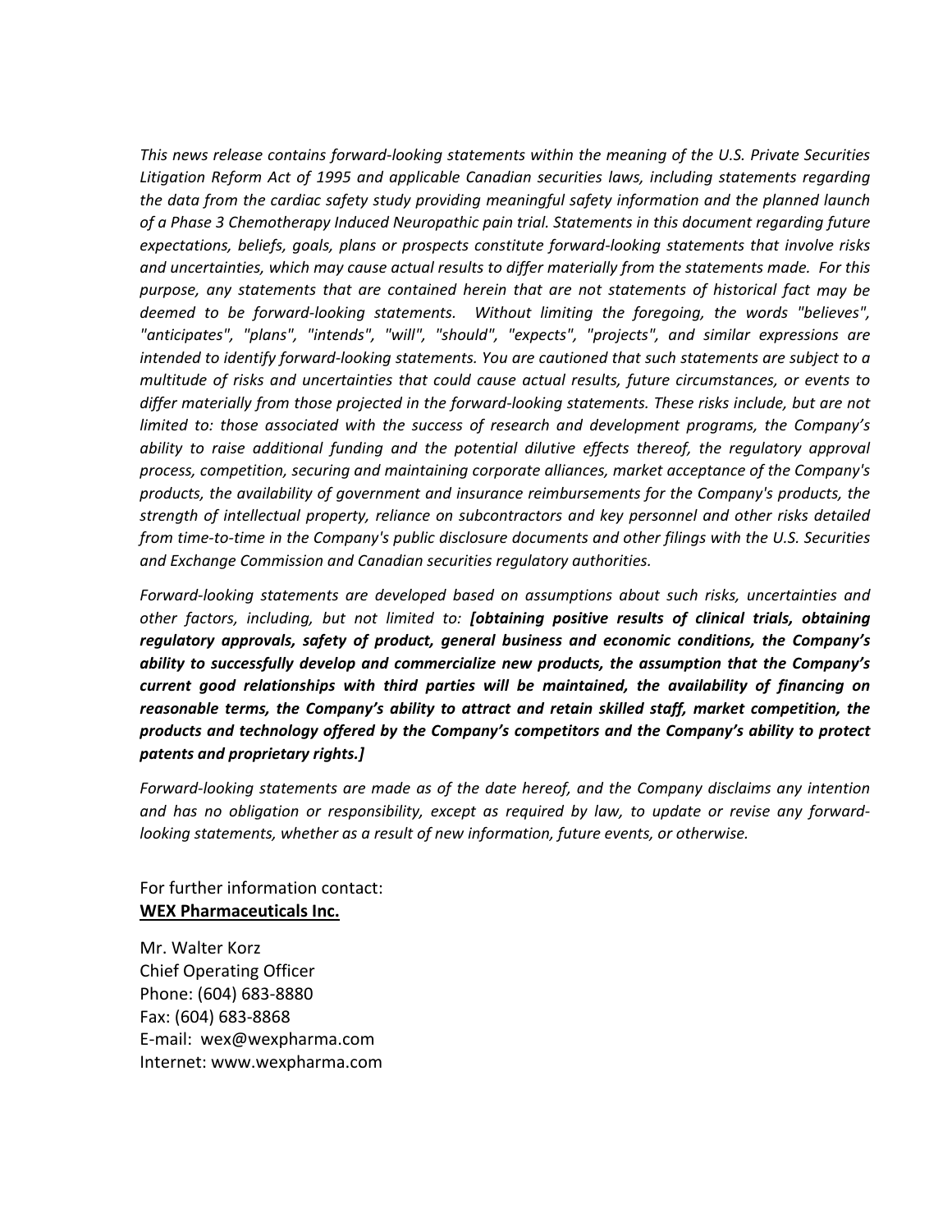*This news release contains forward-looking statements within the meaning of the U.S. Private Securities Litigation Reform Act of 1995 and applicable Canadian securities laws, including statements regarding the data from the cardiac safety study providing meaningful safety information and the planned launch of a Phase 3 Chemotherapy Induced Neuropathic pain trial. Statements in this document regarding future expectations, beliefs, goals, plans or prospects constitute forward-looking statements that involve risks and uncertainties, which may cause actual results to differ materially from the statements made. For this purpose, any statements that are contained herein that are not statements of historical fact may be deemed to be forward-looking statements. Without limiting the foregoing, the words "believes", "anticipates", "plans", "intends", "will", "should", "expects", "projects", and similar expressions are intended to identify forward-looking statements. You are cautioned that such statements are subject to a multitude of risks and uncertainties that could cause actual results, future circumstances, or events to differ materially from those projected in the forward-looking statements. These risks include, but are not limited to: those associated with the success of research and development programs, the Company's ability to raise additional funding and the potential dilutive effects thereof, the regulatory approval process, competition, securing and maintaining corporate alliances, market acceptance of the Company's products, the availability of government and insurance reimbursements for the Company's products, the strength of intellectual property, reliance on subcontractors and key personnel and other risks detailed from time-to-time in the Company's public disclosure documents and other filings with the U.S. Securities and Exchange Commission and Canadian securities regulatory authorities.*

*Forward-looking statements are developed based on assumptions about such risks, uncertainties and other factors, including, but not limited to:* ***[obtaining positive results of clinical trials, obtaining regulatory approvals, safety of product, general business and economic conditions, the Company's ability to successfully develop and commercialize new products, the assumption that the Company's current good relationships with third parties will be maintained, the availability of financing on reasonable terms, the Company's ability to attract and retain skilled staff, market competition, the products and technology offered by the Company's competitors and the Company's ability to protect patents and proprietary rights.]***

*Forward-looking statements are made as of the date hereof, and the Company disclaims any intention and has no obligation or responsibility, except as required by law, to update or revise any forward-looking statements, whether as a result of new information, future events, or otherwise.*

For further information contact:
**WEX Pharmaceuticals Inc.**

Mr. Walter Korz
Chief Operating Officer
Phone: (604) 683-8880
Fax: (604) 683-8868
E-mail: wex@wexpharma.com
Internet: www.wexpharma.com